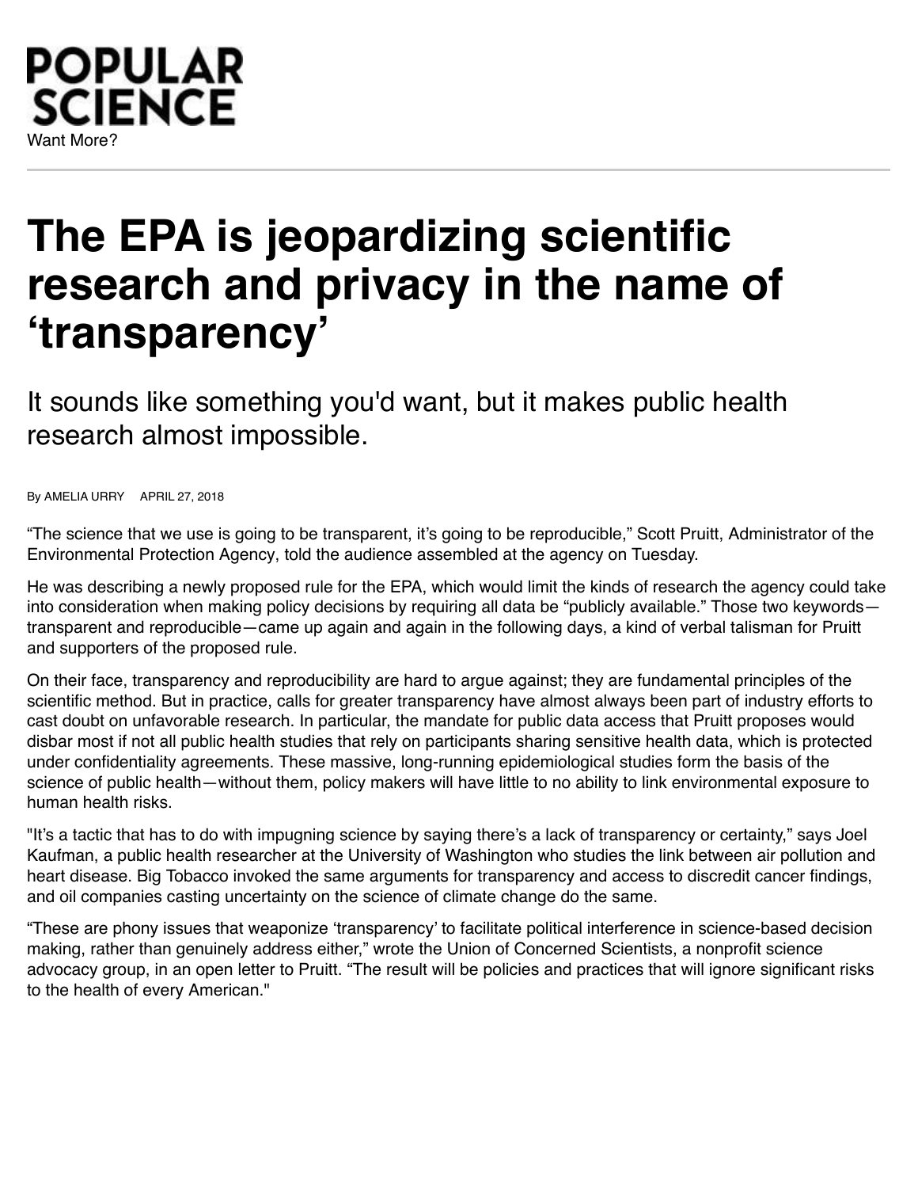POPULAR SCIENCE

Want More?

# The EPA is jeopardizing scientific research and privacy in the name of 'transparency'

## It sounds like something you'd want, but it makes public health research almost impossible.

By AMELIA URRY APRIL 27, 2018

"The science that we use is going to be transparent, it's going to be reproducible," Scott Pruitt, Administrator of the Environmental Protection Agency, told the audience assembled at the agency on Tuesday.

He was describing a newly proposed rule for the EPA, which would limit the kinds of research the agency could take into consideration when making policy decisions by requiring all data be "publicly available." Those two keywords—transparent and reproducible—came up again and again in the following days, a kind of verbal talisman for Pruitt and supporters of the proposed rule.

On their face, transparency and reproducibility are hard to argue against; they are fundamental principles of the scientific method. But in practice, calls for greater transparency have almost always been part of industry efforts to cast doubt on unfavorable research. In particular, the mandate for public data access that Pruitt proposes would disbar most if not all public health studies that rely on participants sharing sensitive health data, which is protected under confidentiality agreements. These massive, long-running epidemiological studies form the basis of the science of public health—without them, policy makers will have little to no ability to link environmental exposure to human health risks.

"It's a tactic that has to do with impugning science by saying there's a lack of transparency or certainty," says Joel Kaufman, a public health researcher at the University of Washington who studies the link between air pollution and heart disease. Big Tobacco invoked the same arguments for transparency and access to discredit cancer findings, and oil companies casting uncertainty on the science of climate change do the same.

"These are phony issues that weaponize 'transparency' to facilitate political interference in science-based decision making, rather than genuinely address either," wrote the Union of Concerned Scientists, a nonprofit science advocacy group, in an open letter to Pruitt. "The result will be policies and practices that will ignore significant risks to the health of every American."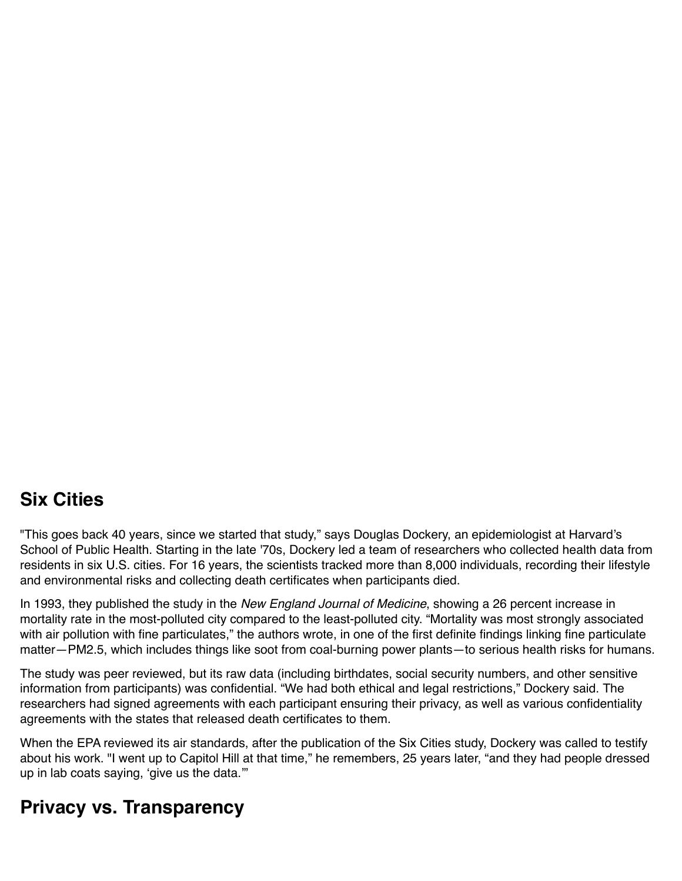## Six Cities

"This goes back 40 years, since we started that study," says Douglas Dockery, an epidemiologist at Harvard's School of Public Health. Starting in the late '70s, Dockery led a team of researchers who collected health data from residents in six U.S. cities. For 16 years, the scientists tracked more than 8,000 individuals, recording their lifestyle and environmental risks and collecting death certificates when participants died.

In 1993, they published the study in the *New England Journal of Medicine*, showing a 26 percent increase in mortality rate in the most-polluted city compared to the least-polluted city. "Mortality was most strongly associated with air pollution with fine particulates," the authors wrote, in one of the first definite findings linking fine particulate matter—PM2.5, which includes things like soot from coal-burning power plants—to serious health risks for humans.

The study was peer reviewed, but its raw data (including birthdates, social security numbers, and other sensitive information from participants) was confidential. "We had both ethical and legal restrictions," Dockery said. The researchers had signed agreements with each participant ensuring their privacy, as well as various confidentiality agreements with the states that released death certificates to them.

When the EPA reviewed its air standards, after the publication of the Six Cities study, Dockery was called to testify about his work. "I went up to Capitol Hill at that time," he remembers, 25 years later, "and they had people dressed up in lab coats saying, 'give us the data.'"

## Privacy vs. Transparency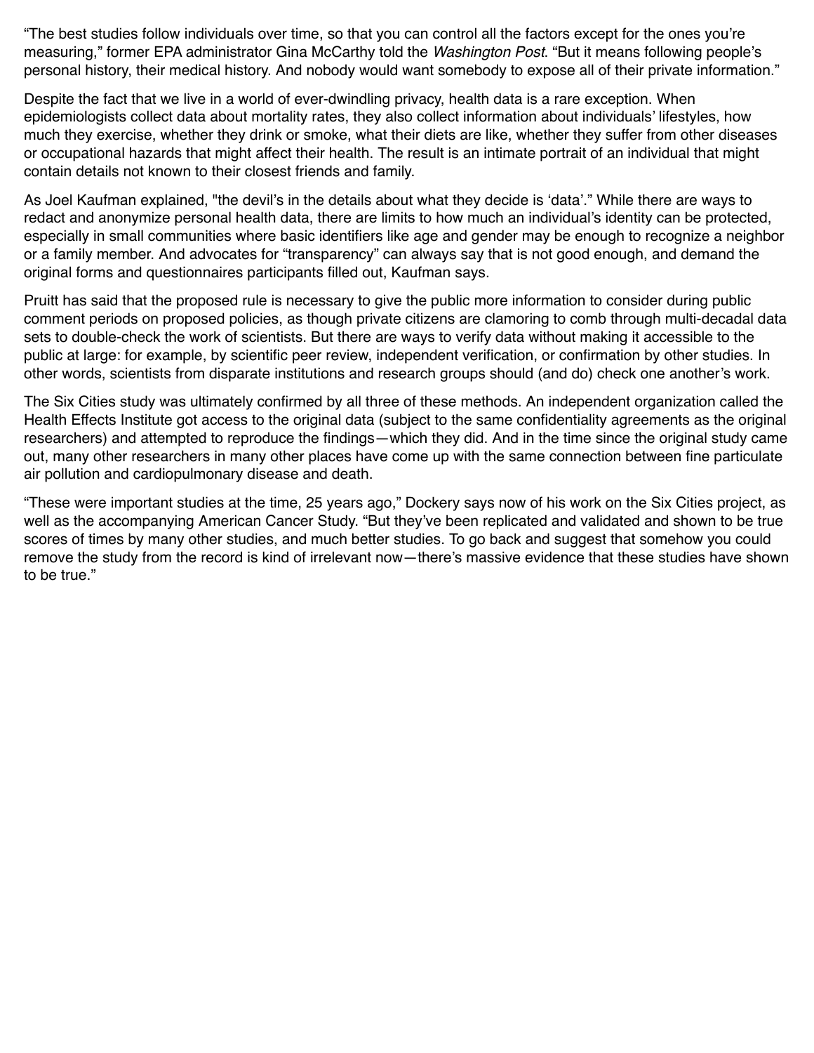“The best studies follow individuals over time, so that you can control all the factors except for the ones you’re measuring,” former EPA administrator Gina McCarthy told the *Washington Post*. “But it means following people’s personal history, their medical history. And nobody would want somebody to expose all of their private information.”

Despite the fact that we live in a world of ever-dwindling privacy, health data is a rare exception. When epidemiologists collect data about mortality rates, they also collect information about individuals’ lifestyles, how much they exercise, whether they drink or smoke, what their diets are like, whether they suffer from other diseases or occupational hazards that might affect their health. The result is an intimate portrait of an individual that might contain details not known to their closest friends and family.

As Joel Kaufman explained, "the devil’s in the details about what they decide is ‘data’.” While there are ways to redact and anonymize personal health data, there are limits to how much an individual’s identity can be protected, especially in small communities where basic identifiers like age and gender may be enough to recognize a neighbor or a family member. And advocates for “transparency” can always say that is not good enough, and demand the original forms and questionnaires participants filled out, Kaufman says.

Pruitt has said that the proposed rule is necessary to give the public more information to consider during public comment periods on proposed policies, as though private citizens are clamoring to comb through multi-decadal data sets to double-check the work of scientists. But there are ways to verify data without making it accessible to the public at large: for example, by scientific peer review, independent verification, or confirmation by other studies. In other words, scientists from disparate institutions and research groups should (and do) check one another’s work.

The Six Cities study was ultimately confirmed by all three of these methods. An independent organization called the Health Effects Institute got access to the original data (subject to the same confidentiality agreements as the original researchers) and attempted to reproduce the findings—which they did. And in the time since the original study came out, many other researchers in many other places have come up with the same connection between fine particulate air pollution and cardiopulmonary disease and death.

“These were important studies at the time, 25 years ago,” Dockery says now of his work on the Six Cities project, as well as the accompanying American Cancer Study. “But they’ve been replicated and validated and shown to be true scores of times by many other studies, and much better studies. To go back and suggest that somehow you could remove the study from the record is kind of irrelevant now—there’s massive evidence that these studies have shown to be true.”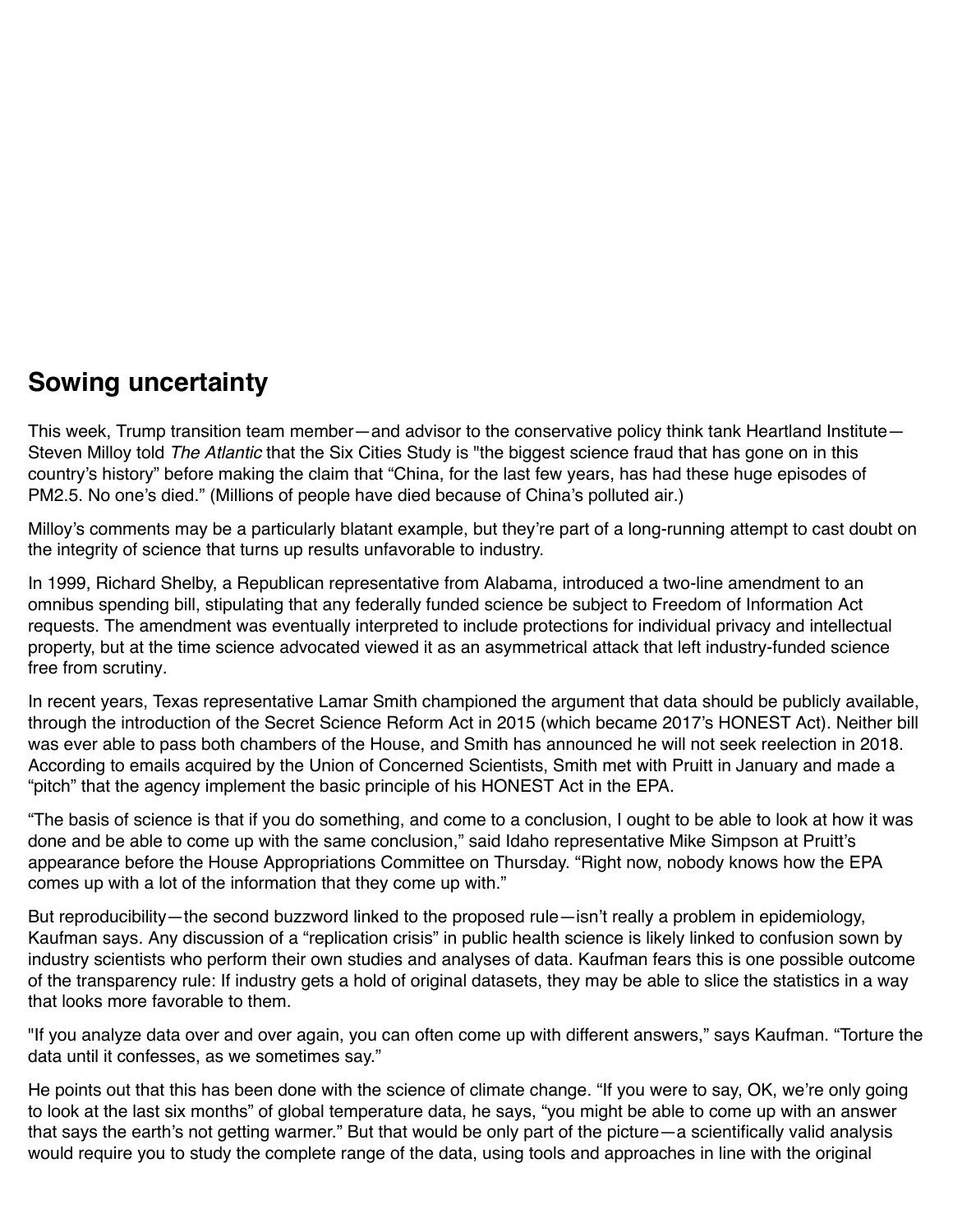## Sowing uncertainty

This week, Trump transition team member—and advisor to the conservative policy think tank Heartland Institute—Steven Milloy told *The Atlantic* that the Six Cities Study is "the biggest science fraud that has gone on in this country's history" before making the claim that "China, for the last few years, has had these huge episodes of PM2.5. No one's died." (Millions of people have died because of China's polluted air.)

Milloy's comments may be a particularly blatant example, but they're part of a long-running attempt to cast doubt on the integrity of science that turns up results unfavorable to industry.

In 1999, Richard Shelby, a Republican representative from Alabama, introduced a two-line amendment to an omnibus spending bill, stipulating that any federally funded science be subject to Freedom of Information Act requests. The amendment was eventually interpreted to include protections for individual privacy and intellectual property, but at the time science advocated viewed it as an asymmetrical attack that left industry-funded science free from scrutiny.

In recent years, Texas representative Lamar Smith championed the argument that data should be publicly available, through the introduction of the Secret Science Reform Act in 2015 (which became 2017's HONEST Act). Neither bill was ever able to pass both chambers of the House, and Smith has announced he will not seek reelection in 2018. According to emails acquired by the Union of Concerned Scientists, Smith met with Pruitt in January and made a "pitch" that the agency implement the basic principle of his HONEST Act in the EPA.

"The basis of science is that if you do something, and come to a conclusion, I ought to be able to look at how it was done and be able to come up with the same conclusion," said Idaho representative Mike Simpson at Pruitt's appearance before the House Appropriations Committee on Thursday. "Right now, nobody knows how the EPA comes up with a lot of the information that they come up with."

But reproducibility—the second buzzword linked to the proposed rule—isn't really a problem in epidemiology, Kaufman says. Any discussion of a "replication crisis" in public health science is likely linked to confusion sown by industry scientists who perform their own studies and analyses of data. Kaufman fears this is one possible outcome of the transparency rule: If industry gets a hold of original datasets, they may be able to slice the statistics in a way that looks more favorable to them.

"If you analyze data over and over again, you can often come up with different answers," says Kaufman. "Torture the data until it confesses, as we sometimes say."

He points out that this has been done with the science of climate change. "If you were to say, OK, we're only going to look at the last six months" of global temperature data, he says, "you might be able to come up with an answer that says the earth's not getting warmer." But that would be only part of the picture—a scientifically valid analysis would require you to study the complete range of the data, using tools and approaches in line with the original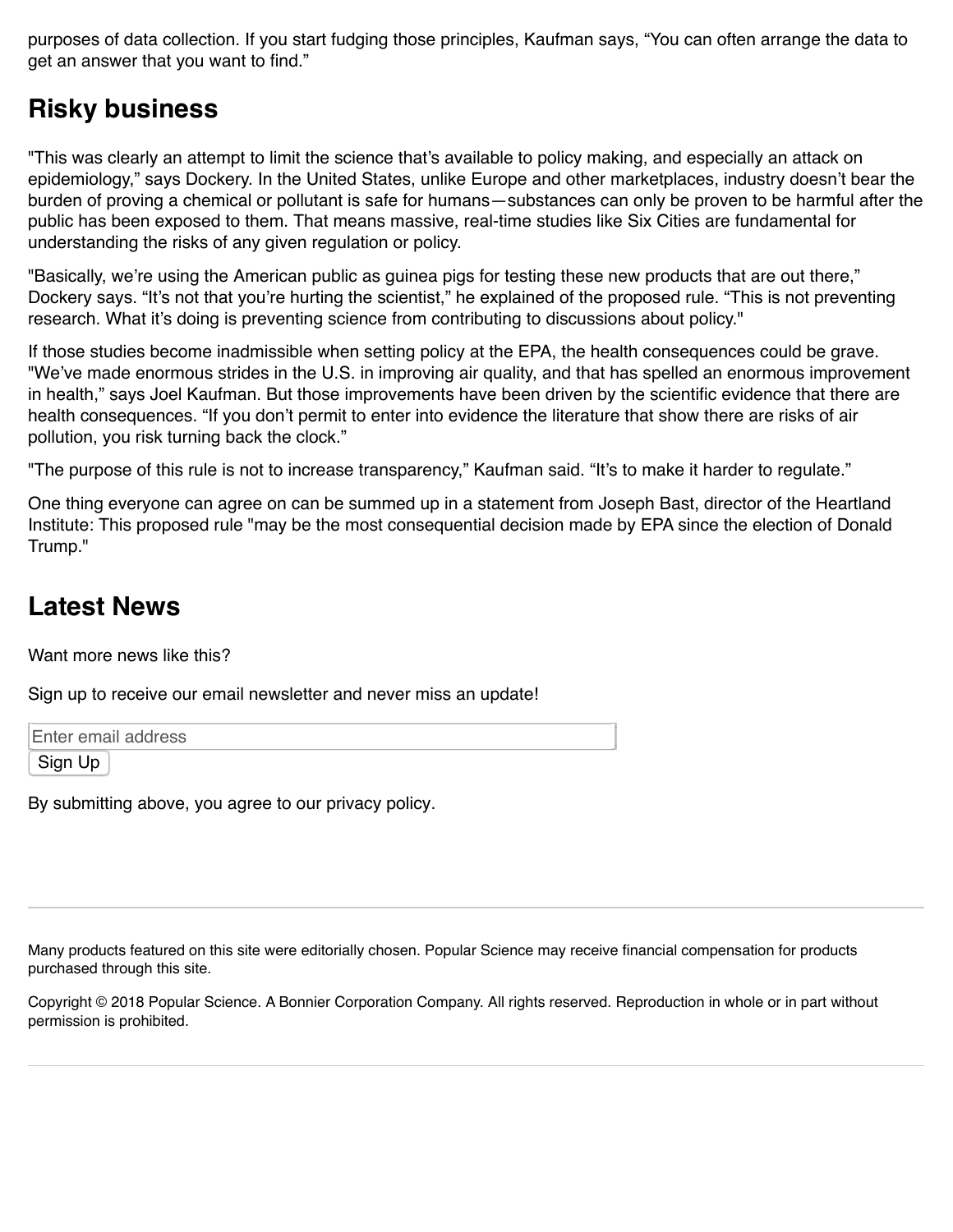purposes of data collection. If you start fudging those principles, Kaufman says, “You can often arrange the data to get an answer that you want to find.”

## Risky business

"This was clearly an attempt to limit the science that’s available to policy making, and especially an attack on epidemiology,” says Dockery. In the United States, unlike Europe and other marketplaces, industry doesn’t bear the burden of proving a chemical or pollutant is safe for humans—substances can only be proven to be harmful after the public has been exposed to them. That means massive, real-time studies like Six Cities are fundamental for understanding the risks of any given regulation or policy.

"Basically, we’re using the American public as guinea pigs for testing these new products that are out there,” Dockery says. “It’s not that you’re hurting the scientist,” he explained of the proposed rule. “This is not preventing research. What it’s doing is preventing science from contributing to discussions about policy."

If those studies become inadmissible when setting policy at the EPA, the health consequences could be grave. "We’ve made enormous strides in the U.S. in improving air quality, and that has spelled an enormous improvement in health,” says Joel Kaufman. But those improvements have been driven by the scientific evidence that there are health consequences. “If you don’t permit to enter into evidence the literature that show there are risks of air pollution, you risk turning back the clock.”

"The purpose of this rule is not to increase transparency,” Kaufman said. “It’s to make it harder to regulate.”

One thing everyone can agree on can be summed up in a statement from Joseph Bast, director of the Heartland Institute: This proposed rule "may be the most consequential decision made by EPA since the election of Donald Trump."

## Latest News

Want more news like this?

Sign up to receive our email newsletter and never miss an update!

Enter email address

Sign Up

By submitting above, you agree to our privacy policy.

Many products featured on this site were editorially chosen. Popular Science may receive financial compensation for products purchased through this site.

Copyright © 2018 Popular Science. A Bonnier Corporation Company. All rights reserved. Reproduction in whole or in part without permission is prohibited.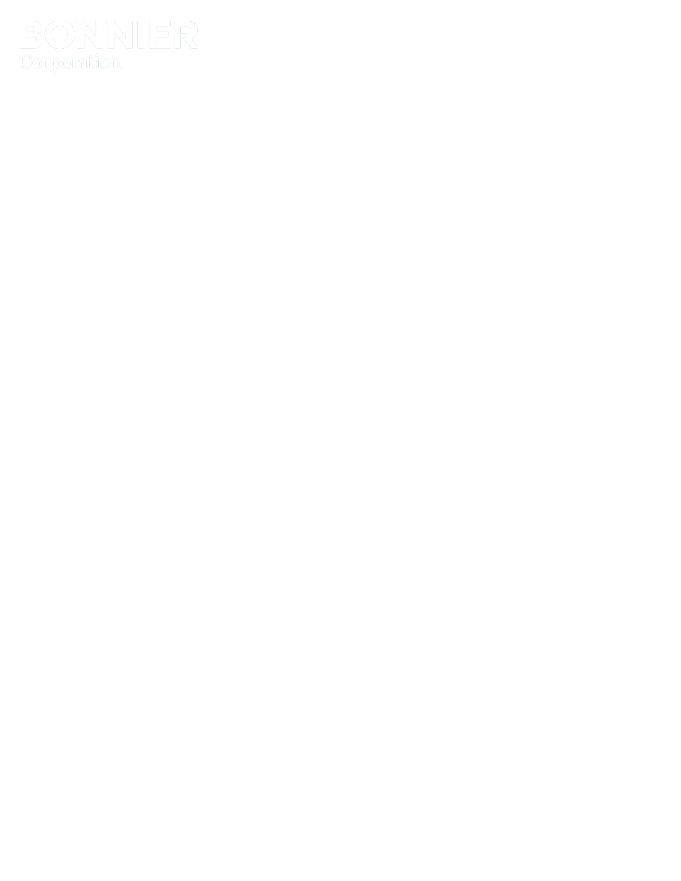BONNIER

Corporation